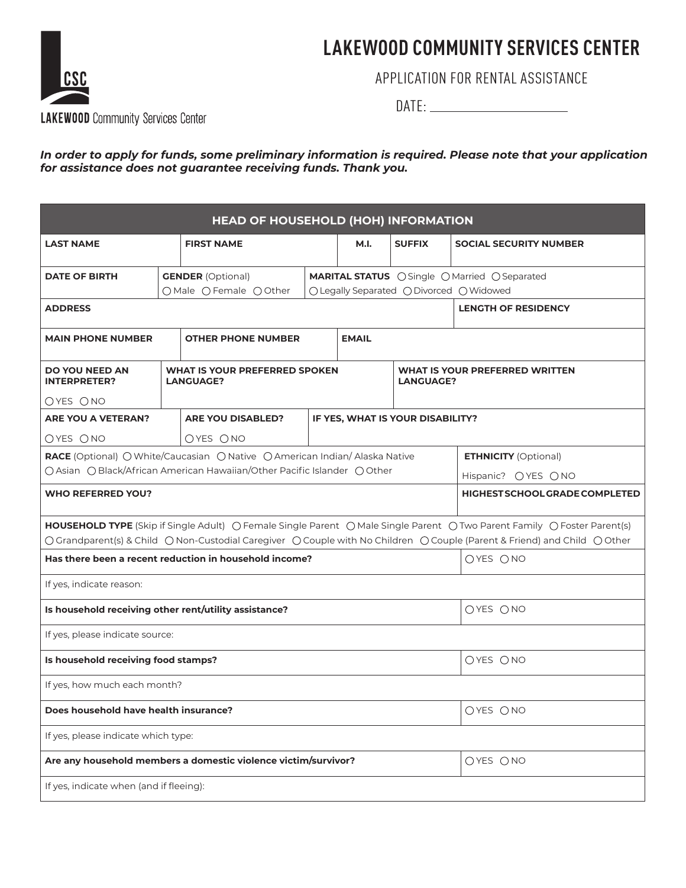# LAKEWOOD COMMUNITY SERVICES CENTER

LAKEWOOD Community Services Center

## APPLICATION FOR RENTAL ASSISTANCE

DATE: ____________________

***In order to apply for funds, some preliminary information is required. Please note that your application for assistance does not guarantee receiving funds. Thank you.***

| HEAD OF HOUSEHOLD (HOH) INFORMATION | | | | |
|---|---|---|---|---|
| **LAST NAME** | **FIRST NAME** | **M.I.** | **SUFFIX** | **SOCIAL SECURITY NUMBER** |
| **DATE OF BIRTH** | **GENDER** (Optional) ○ Male ○ Female ○ Other | **MARITAL STATUS** ○ Single ○ Married ○ Separated ○ Legally Separated ○ Divorced ○ Widowed | | |
| **ADDRESS** | | | | **LENGTH OF RESIDENCY** |
| **MAIN PHONE NUMBER** | **OTHER PHONE NUMBER** | **EMAIL** | | |
| **DO YOU NEED AN INTERPRETER?** ○ YES ○ NO | **WHAT IS YOUR PREFERRED SPOKEN LANGUAGE?** | | **WHAT IS YOUR PREFERRED WRITTEN LANGUAGE?** | |
| **ARE YOU A VETERAN?** ○ YES ○ NO | **ARE YOU DISABLED?** ○ YES ○ NO | **IF YES, WHAT IS YOUR DISABILITY?** | | |
| **RACE** (Optional) ○ White/Caucasian ○ Native ○ American Indian/ Alaska Native ○ Asian ○ Black/African American Hawaiian/Other Pacific Islander ○ Other | | | | **ETHNICITY** (Optional) Hispanic? ○ YES ○ NO |
| **WHO REFERRED YOU?** | | | | **HIGHEST SCHOOL GRADE COMPLETED** |
| **HOUSEHOLD TYPE** (Skip if Single Adult) ○ Female Single Parent ○ Male Single Parent ○ Two Parent Family ○ Foster Parent(s) ○ Grandparent(s) & Child ○ Non-Custodial Caregiver ○ Couple with No Children ○ Couple (Parent & Friend) and Child ○ Other | | | | |
| **Has there been a recent reduction in household income?** | | | | ○ YES ○ NO |
| If yes, indicate reason: | | | | |
| **Is household receiving other rent/utility assistance?** | | | | ○ YES ○ NO |
| If yes, please indicate source: | | | | |
| **Is household receiving food stamps?** | | | | ○ YES ○ NO |
| If yes, how much each month? | | | | |
| **Does household have health insurance?** | | | | ○ YES ○ NO |
| If yes, please indicate which type: | | | | |
| **Are any household members a domestic violence victim/survivor?** | | | | ○ YES ○ NO |
| If yes, indicate when (and if fleeing): | | | | |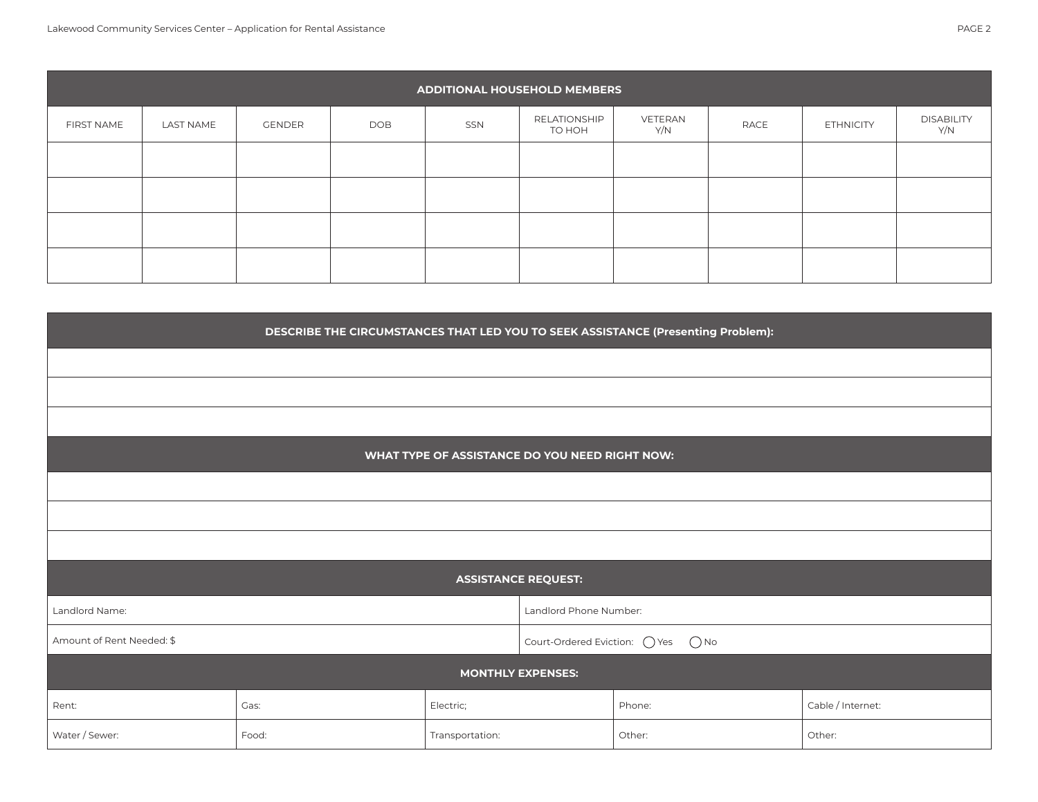## ADDITIONAL HOUSEHOLD MEMBERS

| FIRST NAME | LAST NAME | GENDER | DOB | SSN | RELATIONSHIP TO HOH | VETERAN Y/N | RACE | ETHNICITY | DISABILITY Y/N |
|---|---|---|---|---|---|---|---|---|---|
| | | | | | | | | | |
| | | | | | | | | | |
| | | | | | | | | | |
| | | | | | | | | | |

## DESCRIBE THE CIRCUMSTANCES THAT LED YOU TO SEEK ASSISTANCE (Presenting Problem):

## WHAT TYPE OF ASSISTANCE DO YOU NEED RIGHT NOW:

## ASSISTANCE REQUEST:

| | |
|---|---|
| Landlord Name: | Landlord Phone Number: |
| Amount of Rent Needed: $ | Court-Ordered Eviction: ◯ Yes ◯ No |

## MONTHLY EXPENSES:

| | | | | |
|---|---|---|---|---|
| Rent: | Gas: | Electric; | Phone: | Cable / Internet: |
| Water / Sewer: | Food: | Transportation: | Other: | Other: |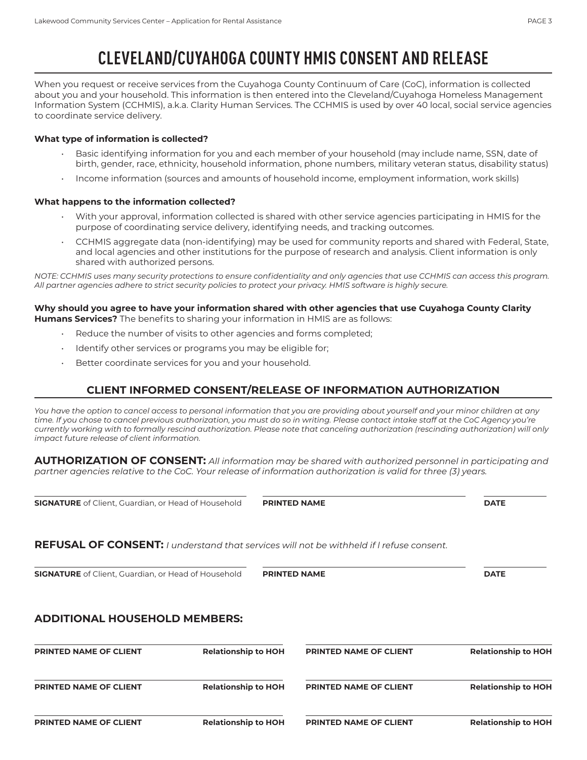# CLEVELAND/CUYAHOGA COUNTY HMIS CONSENT AND RELEASE

When you request or receive services from the Cuyahoga County Continuum of Care (CoC), information is collected about you and your household. This information is then entered into the Cleveland/Cuyahoga Homeless Management Information System (CCHMIS), a.k.a. Clarity Human Services. The CCHMIS is used by over 40 local, social service agencies to coordinate service delivery.

**What type of information is collected?**

- Basic identifying information for you and each member of your household (may include name, SSN, date of birth, gender, race, ethnicity, household information, phone numbers, military veteran status, disability status)
- Income information (sources and amounts of household income, employment information, work skills)

**What happens to the information collected?**

- With your approval, information collected is shared with other service agencies participating in HMIS for the purpose of coordinating service delivery, identifying needs, and tracking outcomes.
- CCHMIS aggregate data (non-identifying) may be used for community reports and shared with Federal, State, and local agencies and other institutions for the purpose of research and analysis. Client information is only shared with authorized persons.

*NOTE: CCHMIS uses many security protections to ensure confidentiality and only agencies that use CCHMIS can access this program. All partner agencies adhere to strict security policies to protect your privacy. HMIS software is highly secure.*

**Why should you agree to have your information shared with other agencies that use Cuyahoga County Clarity Humans Services?** The benefits to sharing your information in HMIS are as follows:

- Reduce the number of visits to other agencies and forms completed;
- Identify other services or programs you may be eligible for;
- Better coordinate services for you and your household.

## CLIENT INFORMED CONSENT/RELEASE OF INFORMATION AUTHORIZATION

*You have the option to cancel access to personal information that you are providing about yourself and your minor children at any time. If you chose to cancel previous authorization, you must do so in writing. Please contact intake staff at the CoC Agency you're currently working with to formally rescind authorization. Please note that canceling authorization (rescinding authorization) will only impact future release of client information.*

**AUTHORIZATION OF CONSENT:** *All information may be shared with authorized personnel in participating and partner agencies relative to the CoC. Your release of information authorization is valid for three (3) years.*

| **SIGNATURE** of Client, Guardian, or Head of Household | **PRINTED NAME** | **DATE** |
|---|---|---|
| | | |

**REFUSAL OF CONSENT:** *I understand that services will not be withheld if I refuse consent.*

| **SIGNATURE** of Client, Guardian, or Head of Household | **PRINTED NAME** | **DATE** |
|---|---|---|
| | | |

### ADDITIONAL HOUSEHOLD MEMBERS:

| **PRINTED NAME OF CLIENT** | **Relationship to HOH** | **PRINTED NAME OF CLIENT** | **Relationship to HOH** |
|---|---|---|---|
| | | | |
| **PRINTED NAME OF CLIENT** | **Relationship to HOH** | **PRINTED NAME OF CLIENT** | **Relationship to HOH** |
| | | | |
| **PRINTED NAME OF CLIENT** | **Relationship to HOH** | **PRINTED NAME OF CLIENT** | **Relationship to HOH** |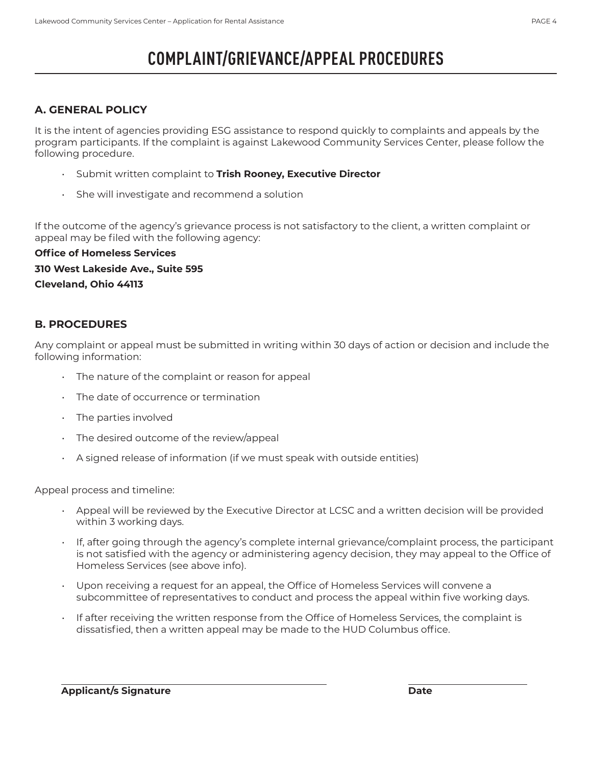# COMPLAINT/GRIEVANCE/APPEAL PROCEDURES

## A. GENERAL POLICY

It is the intent of agencies providing ESG assistance to respond quickly to complaints and appeals by the program participants. If the complaint is against Lakewood Community Services Center, please follow the following procedure.

- Submit written complaint to **Trish Rooney, Executive Director**
- She will investigate and recommend a solution

If the outcome of the agency's grievance process is not satisfactory to the client, a written complaint or appeal may be filed with the following agency:

**Office of Homeless Services**
**310 West Lakeside Ave., Suite 595**
**Cleveland, Ohio 44113**

## B. PROCEDURES

Any complaint or appeal must be submitted in writing within 30 days of action or decision and include the following information:

- The nature of the complaint or reason for appeal
- The date of occurrence or termination
- The parties involved
- The desired outcome of the review/appeal
- A signed release of information (if we must speak with outside entities)

Appeal process and timeline:

- Appeal will be reviewed by the Executive Director at LCSC and a written decision will be provided within 3 working days.
- If, after going through the agency's complete internal grievance/complaint process, the participant is not satisfied with the agency or administering agency decision, they may appeal to the Office of Homeless Services (see above info).
- Upon receiving a request for an appeal, the Office of Homeless Services will convene a subcommittee of representatives to conduct and process the appeal within five working days.
- If after receiving the written response from the Office of Homeless Services, the complaint is dissatisfied, then a written appeal may be made to the HUD Columbus office.

**Applicant/s Signature** ______________________ **Date** ______________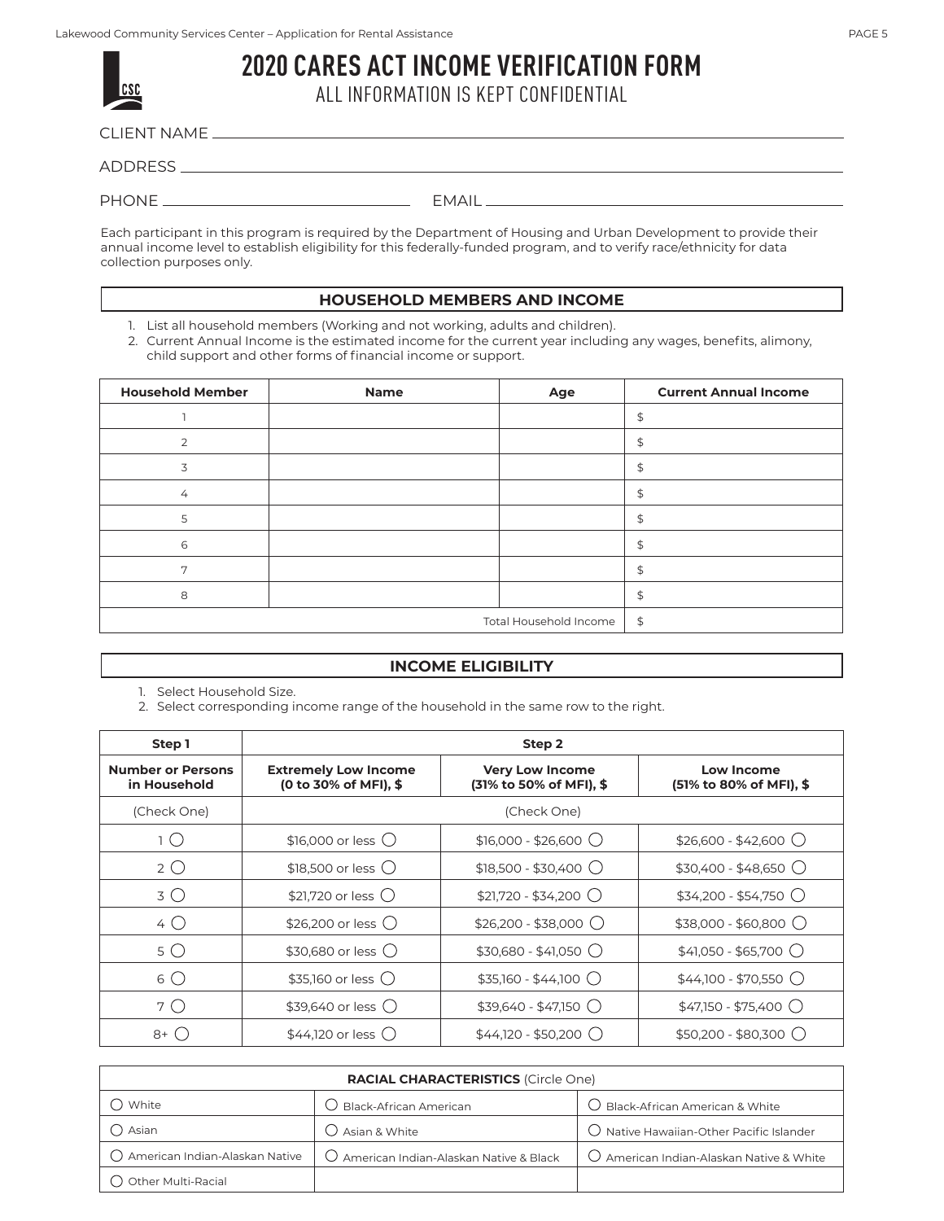# 2020 CARES ACT INCOME VERIFICATION FORM

ALL INFORMATION IS KEPT CONFIDENTIAL

CLIENT NAME ______________________________

ADDRESS ______________________________

PHONE ______________________________ EMAIL ______________________________

Each participant in this program is required by the Department of Housing and Urban Development to provide their annual income level to establish eligibility for this federally-funded program, and to verify race/ethnicity for data collection purposes only.

## HOUSEHOLD MEMBERS AND INCOME

1. List all household members (Working and not working, adults and children).
2. Current Annual Income is the estimated income for the current year including any wages, benefits, alimony, child support and other forms of financial income or support.

| Household Member | Name | Age | Current Annual Income |
|---|---|---|---|
| 1 | | | $ |
| 2 | | | $ |
| 3 | | | $ |
| 4 | | | $ |
| 5 | | | $ |
| 6 | | | $ |
| 7 | | | $ |
| 8 | | | $ |
| | | Total Household Income | $ |

## INCOME ELIGIBILITY

1. Select Household Size.
2. Select corresponding income range of the household in the same row to the right.

| Step 1 | Step 2 | | |
|---|---|---|---|
| **Number or Persons in Household** | **Extremely Low Income (0 to 30% of MFI), $** | **Very Low Income (31% to 50% of MFI), $** | **Low Income (51% to 80% of MFI), $** |
| (Check One) | (Check One) | | |
| 1 ○ | $16,000 or less ○ | $16,000 - $26,600 ○ | $26,600 - $42,600 ○ |
| 2 ○ | $18,500 or less ○ | $18,500 - $30,400 ○ | $30,400 - $48,650 ○ |
| 3 ○ | $21,720 or less ○ | $21,720 - $34,200 ○ | $34,200 - $54,750 ○ |
| 4 ○ | $26,200 or less ○ | $26,200 - $38,000 ○ | $38,000 - $60,800 ○ |
| 5 ○ | $30,680 or less ○ | $30,680 - $41,050 ○ | $41,050 - $65,700 ○ |
| 6 ○ | $35,160 or less ○ | $35,160 - $44,100 ○ | $44,100 - $70,550 ○ |
| 7 ○ | $39,640 or less ○ | $39,640 - $47,150 ○ | $47,150 - $75,400 ○ |
| 8+ ○ | $44,120 or less ○ | $44,120 - $50,200 ○ | $50,200 - $80,300 ○ |

| **RACIAL CHARACTERISTICS** (Circle One) | | |
|---|---|---|
| ○ White | ○ Black-African American | ○ Black-African American & White |
| ○ Asian | ○ Asian & White | ○ Native Hawaiian-Other Pacific Islander |
| ○ American Indian-Alaskan Native | ○ American Indian-Alaskan Native & Black | ○ American Indian-Alaskan Native & White |
| ○ Other Multi-Racial | | |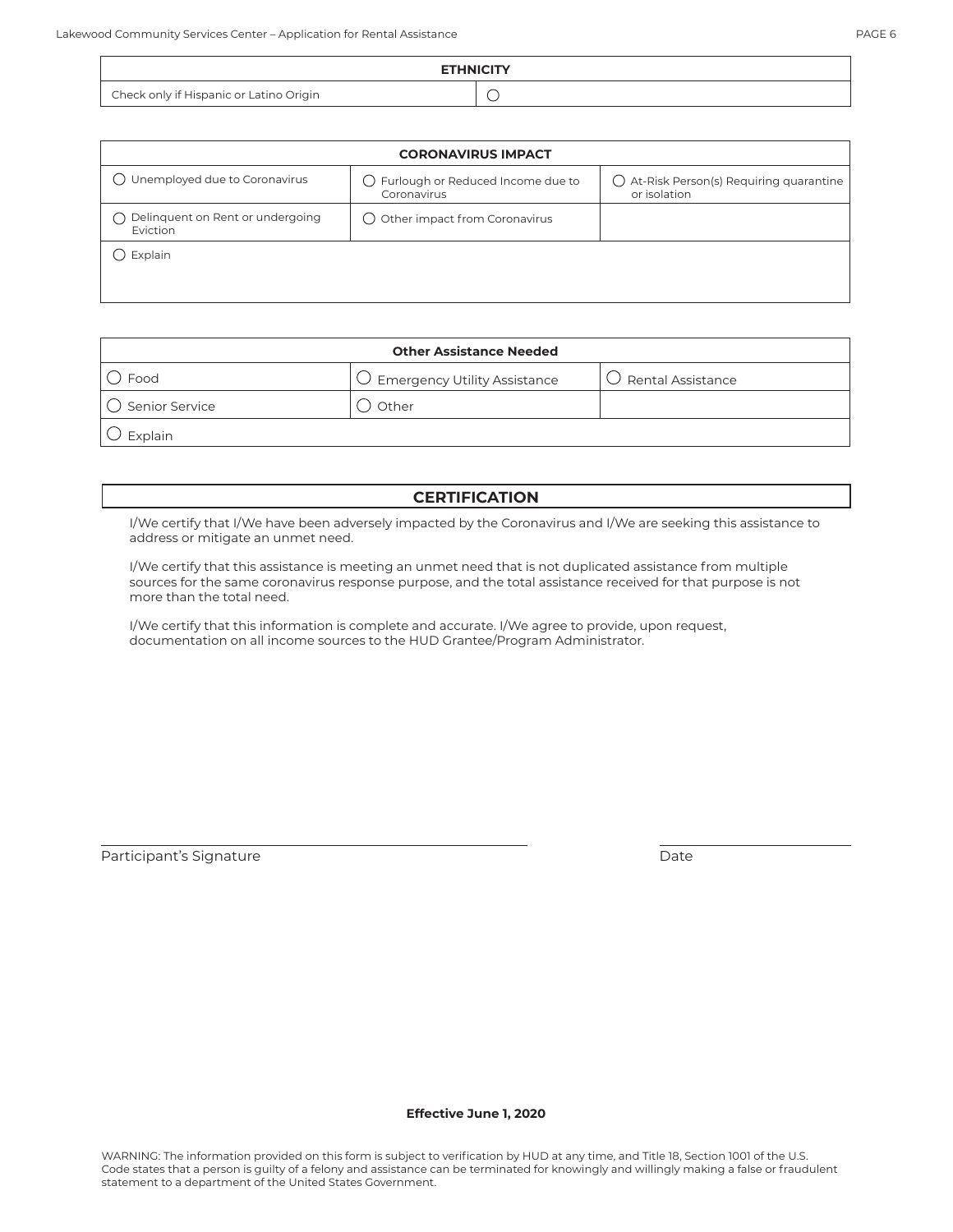| ETHNICITY | |
|---|---|
| Check only if Hispanic or Latino Origin | ○ |

| CORONAVIRUS IMPACT | | |
|---|---|---|
| ○ Unemployed due to Coronavirus | ○ Furlough or Reduced Income due to Coronavirus | ○ At-Risk Person(s) Requiring quarantine or isolation |
| ○ Delinquent on Rent or undergoing Eviction | ○ Other impact from Coronavirus | |
| ○ Explain | | |

| Other Assistance Needed | | |
|---|---|---|
| ○ Food | ○ Emergency Utility Assistance | ○ Rental Assistance |
| ○ Senior Service | ○ Other | |
| ○ Explain | | |

## CERTIFICATION

I/We certify that I/We have been adversely impacted by the Coronavirus and I/We are seeking this assistance to address or mitigate an unmet need.

I/We certify that this assistance is meeting an unmet need that is not duplicated assistance from multiple sources for the same coronavirus response purpose, and the total assistance received for that purpose is not more than the total need.

I/We certify that this information is complete and accurate. I/We agree to provide, upon request, documentation on all income sources to the HUD Grantee/Program Administrator.

Participant's Signature ______________________ Date ____________

**Effective June 1, 2020**

WARNING: The information provided on this form is subject to verification by HUD at any time, and Title 18, Section 1001 of the U.S. Code states that a person is guilty of a felony and assistance can be terminated for knowingly and willingly making a false or fraudulent statement to a department of the United States Government.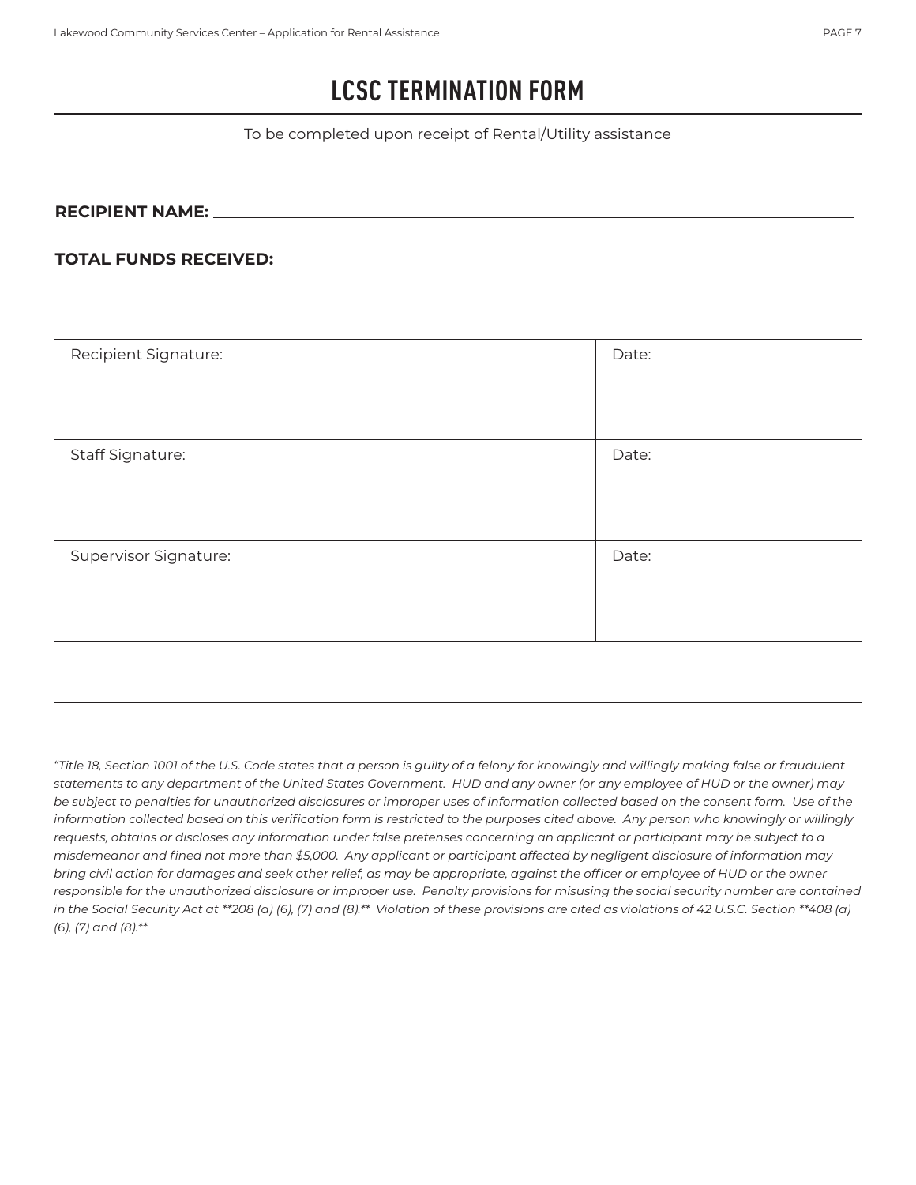# LCSC TERMINATION FORM

To be completed upon receipt of Rental/Utility assistance

**RECIPIENT NAME:** ____________________________________________

**TOTAL FUNDS RECEIVED:** ____________________________________________

| | |
|---|---|
| Recipient Signature: | Date: |
| Staff Signature: | Date: |
| Supervisor Signature: | Date: |

*"Title 18, Section 1001 of the U.S. Code states that a person is guilty of a felony for knowingly and willingly making false or fraudulent statements to any department of the United States Government. HUD and any owner (or any employee of HUD or the owner) may be subject to penalties for unauthorized disclosures or improper uses of information collected based on the consent form. Use of the information collected based on this verification form is restricted to the purposes cited above. Any person who knowingly or willingly requests, obtains or discloses any information under false pretenses concerning an applicant or participant may be subject to a misdemeanor and fined not more than $5,000. Any applicant or participant affected by negligent disclosure of information may bring civil action for damages and seek other relief, as may be appropriate, against the officer or employee of HUD or the owner responsible for the unauthorized disclosure or improper use. Penalty provisions for misusing the social security number are contained in the Social Security Act at **208 (a) (6), (7) and (8).** Violation of these provisions are cited as violations of 42 U.S.C. Section **408 (a) (6), (7) and (8).***